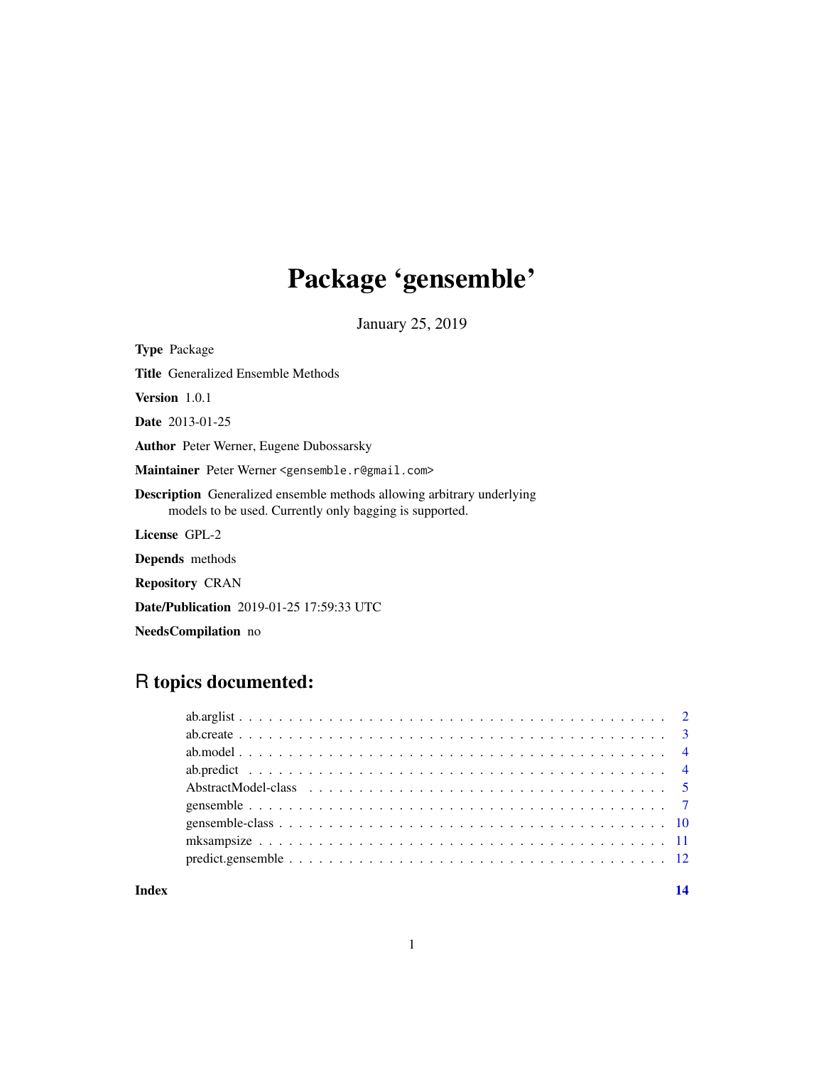# Package 'gensemble'

January 25, 2019

**Type** Package

**Title** Generalized Ensemble Methods

**Version** 1.0.1

**Date** 2013-01-25

**Author** Peter Werner, Eugene Dubossarsky

**Maintainer** Peter Werner <gensemble.r@gmail.com>

**Description** Generalized ensemble methods allowing arbitrary underlying models to be used. Currently only bagging is supported.

**License** GPL-2

**Depends** methods

**Repository** CRAN

**Date/Publication** 2019-01-25 17:59:33 UTC

**NeedsCompilation** no

## R topics documented:

- ab.arglist . . . . . . . . . . . . . . . . . . . . . . . . . . . . . . . . . . . . . . . . 2
- ab.create . . . . . . . . . . . . . . . . . . . . . . . . . . . . . . . . . . . . . . . . 3
- ab.model . . . . . . . . . . . . . . . . . . . . . . . . . . . . . . . . . . . . . . . . 4
- ab.predict . . . . . . . . . . . . . . . . . . . . . . . . . . . . . . . . . . . . . . . . 4
- AbstractModel-class . . . . . . . . . . . . . . . . . . . . . . . . . . . . . . . . . . 5
- gensemble . . . . . . . . . . . . . . . . . . . . . . . . . . . . . . . . . . . . . . . . 7
- gensemble-class . . . . . . . . . . . . . . . . . . . . . . . . . . . . . . . . . . . . 10
- mksampsize . . . . . . . . . . . . . . . . . . . . . . . . . . . . . . . . . . . . . . . 11
- predict.gensemble . . . . . . . . . . . . . . . . . . . . . . . . . . . . . . . . . . . 12

**Index** 14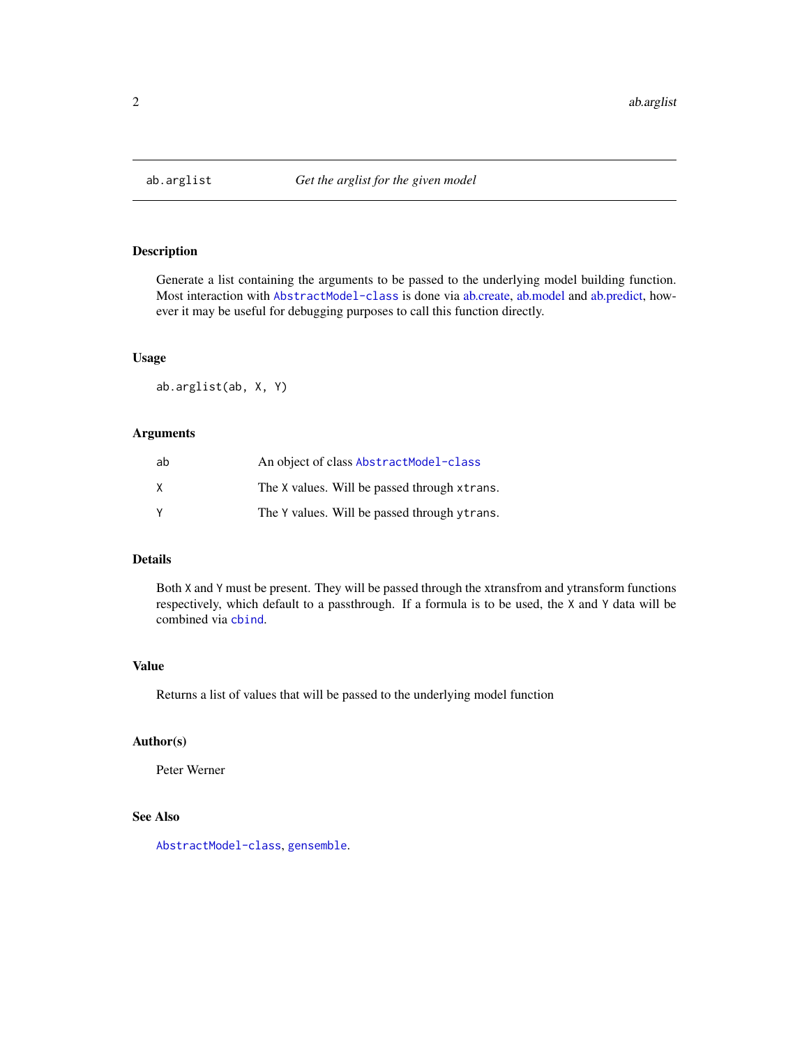# ab.arglist — Get the arglist for the given model

## Description

Generate a list containing the arguments to be passed to the underlying model building function. Most interaction with `AbstractModel-class` is done via ab.create, ab.model and ab.predict, however it may be useful for debugging purposes to call this function directly.

## Usage

```
ab.arglist(ab, X, Y)
```

## Arguments

| | |
|---|---|
| `ab` | An object of class `AbstractModel-class` |
| `X` | The `X` values. Will be passed through `xtrans`. |
| `Y` | The `Y` values. Will be passed through `ytrans`. |

## Details

Both `X` and `Y` must be present. They will be passed through the xtransfrom and ytransform functions respectively, which default to a passthrough. If a formula is to be used, the `X` and `Y` data will be combined via `cbind`.

## Value

Returns a list of values that will be passed to the underlying model function

## Author(s)

Peter Werner

## See Also

`AbstractModel-class`, `gensemble`.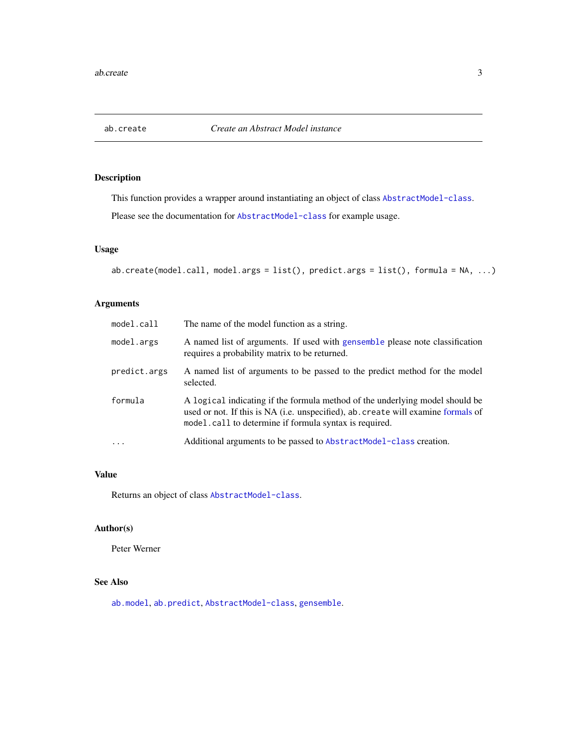## ab.create — *Create an Abstract Model instance*

### Description

This function provides a wrapper around instantiating an object of class `AbstractModel-class`.

Please see the documentation for `AbstractModel-class` for example usage.

### Usage

```
ab.create(model.call, model.args = list(), predict.args = list(), formula = NA, ...)
```

### Arguments

| | |
|---|---|
| `model.call` | The name of the model function as a string. |
| `model.args` | A named list of arguments. If used with `gensemble` please note classification requires a probability matrix to be returned. |
| `predict.args` | A named list of arguments to be passed to the predict method for the model selected. |
| `formula` | A `logical` indicating if the formula method of the underlying model should be used or not. If this is NA (i.e. unspecified), `ab.create` will examine formals of `model.call` to determine if formula syntax is required. |
| `...` | Additional arguments to be passed to `AbstractModel-class` creation. |

### Value

Returns an object of class `AbstractModel-class`.

### Author(s)

Peter Werner

### See Also

`ab.model`, `ab.predict`, `AbstractModel-class`, `gensemble`.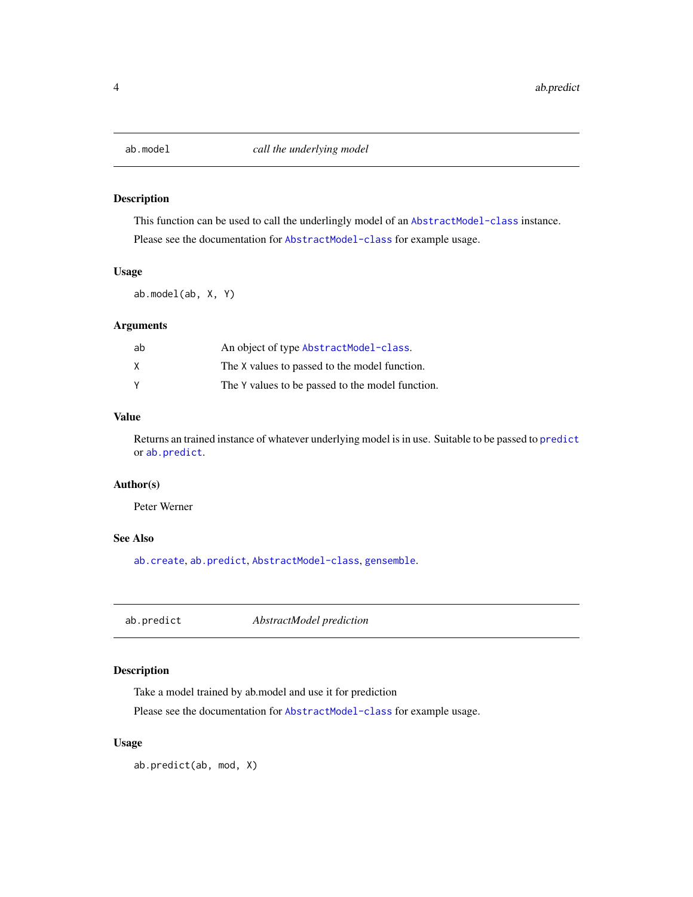## ab.model — *call the underlying model*

### Description

This function can be used to call the underlingly model of an `AbstractModel-class` instance.

Please see the documentation for `AbstractModel-class` for example usage.

### Usage

```
ab.model(ab, X, Y)
```

### Arguments

| | |
|---|---|
| ab | An object of type `AbstractModel-class`. |
| X | The `X` values to passed to the model function. |
| Y | The `Y` values to be passed to the model function. |

### Value

Returns an trained instance of whatever underlying model is in use. Suitable to be passed to `predict` or `ab.predict`.

### Author(s)

Peter Werner

### See Also

`ab.create`, `ab.predict`, `AbstractModel-class`, `gensemble`.

## ab.predict — *AbstractModel prediction*

### Description

Take a model trained by ab.model and use it for prediction

Please see the documentation for `AbstractModel-class` for example usage.

### Usage

```
ab.predict(ab, mod, X)
```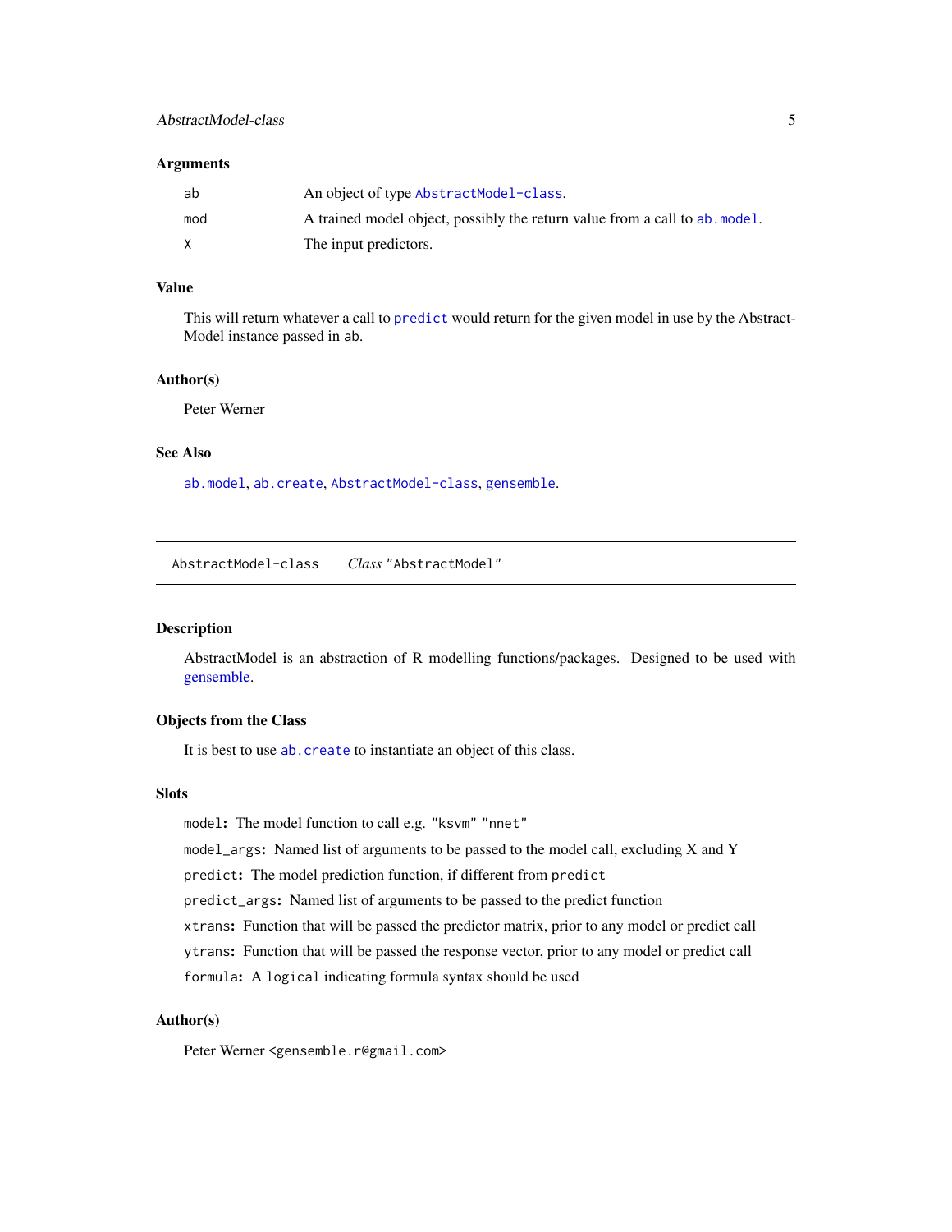### Arguments

| | |
|---|---|
| ab | An object of type `AbstractModel-class`. |
| mod | A trained model object, possibly the return value from a call to `ab.model`. |
| X | The input predictors. |

### Value

This will return whatever a call to `predict` would return for the given model in use by the AbstractModel instance passed in ab.

### Author(s)

Peter Werner

### See Also

`ab.model`, `ab.create`, `AbstractModel-class`, `gensemble`.

---

## AbstractModel-class    *Class* "AbstractModel"

---

### Description

AbstractModel is an abstraction of R modelling functions/packages. Designed to be used with gensemble.

### Objects from the Class

It is best to use `ab.create` to instantiate an object of this class.

### Slots

`model`**:** The model function to call e.g. "ksvm" "nnet"

`model_args`**:** Named list of arguments to be passed to the model call, excluding X and Y

`predict`**:** The model prediction function, if different from `predict`

`predict_args`**:** Named list of arguments to be passed to the predict function

`xtrans`**:** Function that will be passed the predictor matrix, prior to any model or predict call

`ytrans`**:** Function that will be passed the response vector, prior to any model or predict call

`formula`**:** A `logical` indicating formula syntax should be used

### Author(s)

Peter Werner <gensemble.r@gmail.com>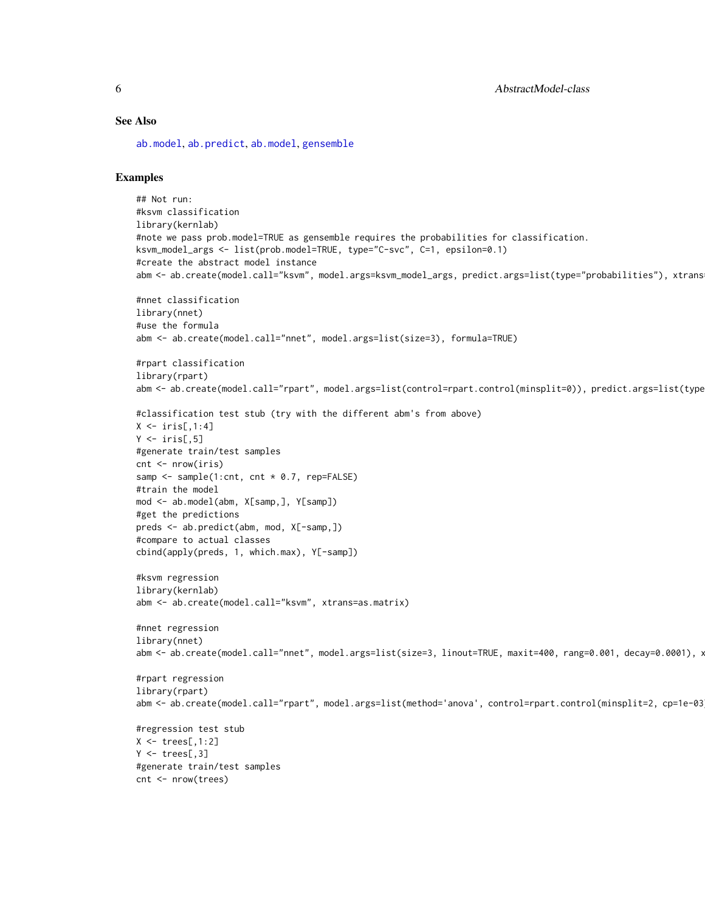## See Also

ab.model, ab.predict, ab.model, gensemble

## Examples

```
## Not run:
#ksvm classification
library(kernlab)
#note we pass prob.model=TRUE as gensemble requires the probabilities for classification.
ksvm_model_args <- list(prob.model=TRUE, type="C-svc", C=1, epsilon=0.1)
#create the abstract model instance
abm <- ab.create(model.call="ksvm", model.args=ksvm_model_args, predict.args=list(type="probabilities"), xtrans

#nnet classification
library(nnet)
#use the formula
abm <- ab.create(model.call="nnet", model.args=list(size=3), formula=TRUE)

#rpart classification
library(rpart)
abm <- ab.create(model.call="rpart", model.args=list(control=rpart.control(minsplit=0)), predict.args=list(type

#classification test stub (try with the different abm's from above)
X <- iris[,1:4]
Y <- iris[,5]
#generate train/test samples
cnt <- nrow(iris)
samp <- sample(1:cnt, cnt * 0.7, rep=FALSE)
#train the model
mod <- ab.model(abm, X[samp,], Y[samp])
#get the predictions
preds <- ab.predict(abm, mod, X[-samp,])
#compare to actual classes
cbind(apply(preds, 1, which.max), Y[-samp])

#ksvm regression
library(kernlab)
abm <- ab.create(model.call="ksvm", xtrans=as.matrix)

#nnet regression
library(nnet)
abm <- ab.create(model.call="nnet", model.args=list(size=3, linout=TRUE, maxit=400, rang=0.001, decay=0.0001), x

#rpart regression
library(rpart)
abm <- ab.create(model.call="rpart", model.args=list(method='anova', control=rpart.control(minsplit=2, cp=1e-03

#regression test stub
X <- trees[,1:2]
Y <- trees[,3]
#generate train/test samples
cnt <- nrow(trees)
```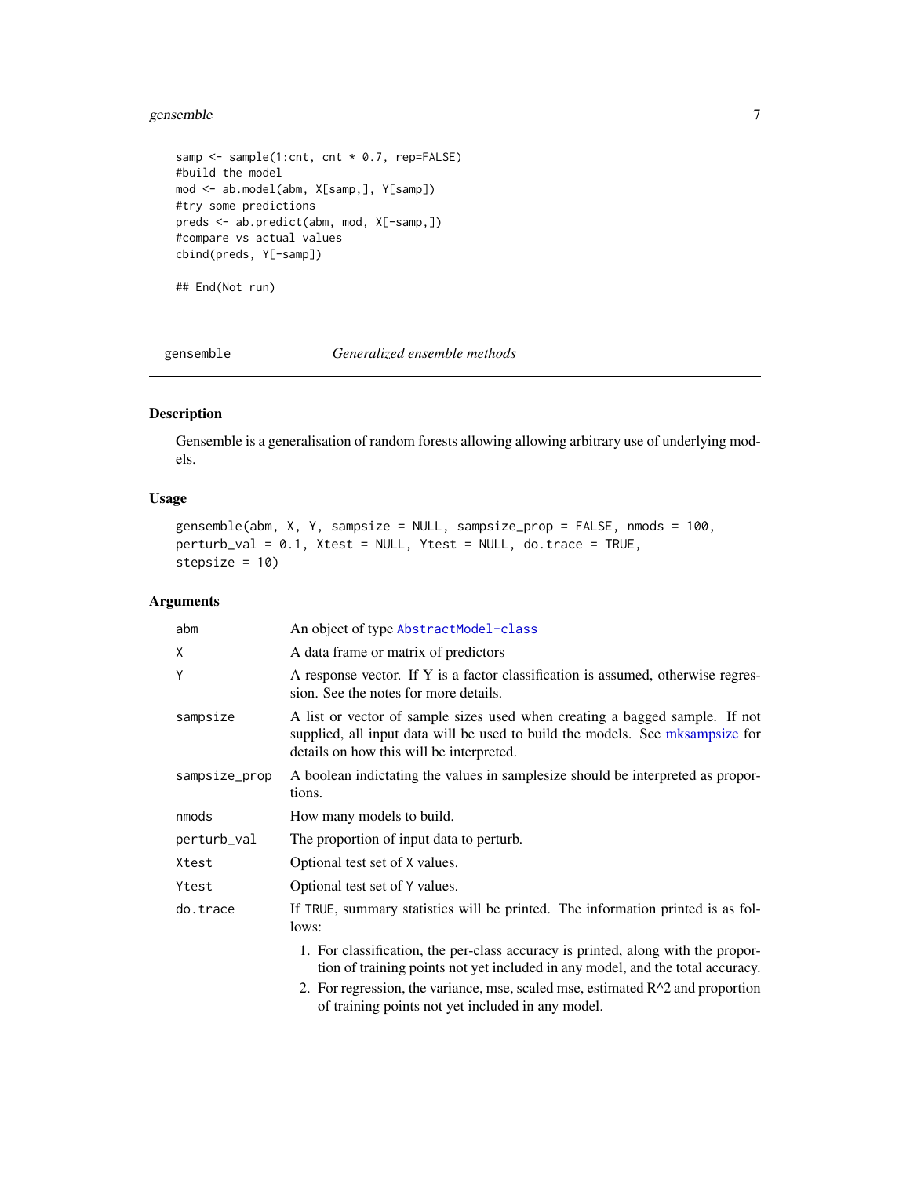```
samp <- sample(1:cnt, cnt * 0.7, rep=FALSE)
#build the model
mod <- ab.model(abm, X[samp,], Y[samp])
#try some predictions
preds <- ab.predict(abm, mod, X[-samp,])
#compare vs actual values
cbind(preds, Y[-samp])

## End(Not run)
```

---

## gensemble — *Generalized ensemble methods*

### Description

Gensemble is a generalisation of random forests allowing allowing arbitrary use of underlying models.

### Usage

```
gensemble(abm, X, Y, sampsize = NULL, sampsize_prop = FALSE, nmods = 100,
perturb_val = 0.1, Xtest = NULL, Ytest = NULL, do.trace = TRUE,
stepsize = 10)
```

### Arguments

| | |
|---|---|
| abm | An object of type AbstractModel-class |
| X | A data frame or matrix of predictors |
| Y | A response vector. If Y is a factor classification is assumed, otherwise regression. See the notes for more details. |
| sampsize | A list or vector of sample sizes used when creating a bagged sample. If not supplied, all input data will be used to build the models. See mksampsize for details on how this will be interpreted. |
| sampsize_prop | A boolean indictating the values in samplesize should be interpreted as proportions. |
| nmods | How many models to build. |
| perturb_val | The proportion of input data to perturb. |
| Xtest | Optional test set of X values. |
| Ytest | Optional test set of Y values. |
| do.trace | If TRUE, summary statistics will be printed. The information printed is as follows: 1. For classification, the per-class accuracy is printed, along with the proportion of training points not yet included in any model, and the total accuracy. 2. For regression, the variance, mse, scaled mse, estimated $R^2$ and proportion of training points not yet included in any model. |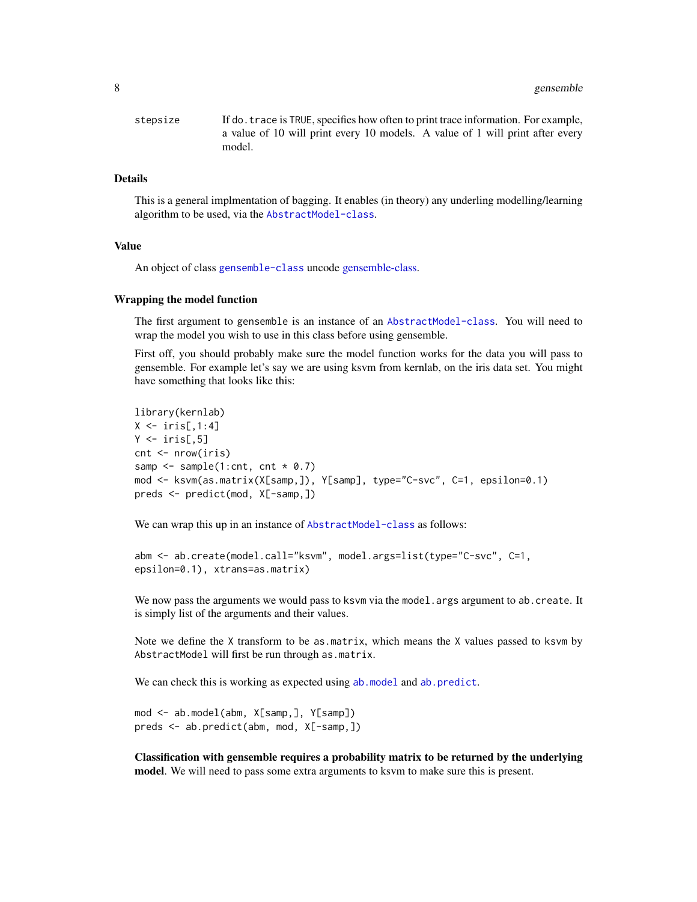stepsize — If `do.trace` is TRUE, specifies how often to print trace information. For example, a value of 10 will print every 10 models. A value of 1 will print after every model.

### Details

This is a general implmentation of bagging. It enables (in theory) any underling modelling/learning algorithm to be used, via the `AbstractModel-class`.

### Value

An object of class `gensemble-class` uncode gensemble-class.

### Wrapping the model function

The first argument to `gensemble` is an instance of an `AbstractModel-class`. You will need to wrap the model you wish to use in this class before using gensemble.

First off, you should probably make sure the model function works for the data you will pass to gensemble. For example let's say we are using ksvm from kernlab, on the iris data set. You might have something that looks like this:

```
library(kernlab)
X <- iris[,1:4]
Y <- iris[,5]
cnt <- nrow(iris)
samp <- sample(1:cnt, cnt * 0.7)
mod <- ksvm(as.matrix(X[samp,]), Y[samp], type="C-svc", C=1, epsilon=0.1)
preds <- predict(mod, X[-samp,])
```

We can wrap this up in an instance of `AbstractModel-class` as follows:

```
abm <- ab.create(model.call="ksvm", model.args=list(type="C-svc", C=1,
epsilon=0.1), xtrans=as.matrix)
```

We now pass the arguments we would pass to `ksvm` via the `model.args` argument to `ab.create`. It is simply list of the arguments and their values.

Note we define the `X` transform to be `as.matrix`, which means the `X` values passed to `ksvm` by `AbstractModel` will first be run through `as.matrix`.

We can check this is working as expected using `ab.model` and `ab.predict`.

```
mod <- ab.model(abm, X[samp,], Y[samp])
preds <- ab.predict(abm, mod, X[-samp,])
```

**Classification with gensemble requires a probability matrix to be returned by the underlying model**. We will need to pass some extra arguments to ksvm to make sure this is present.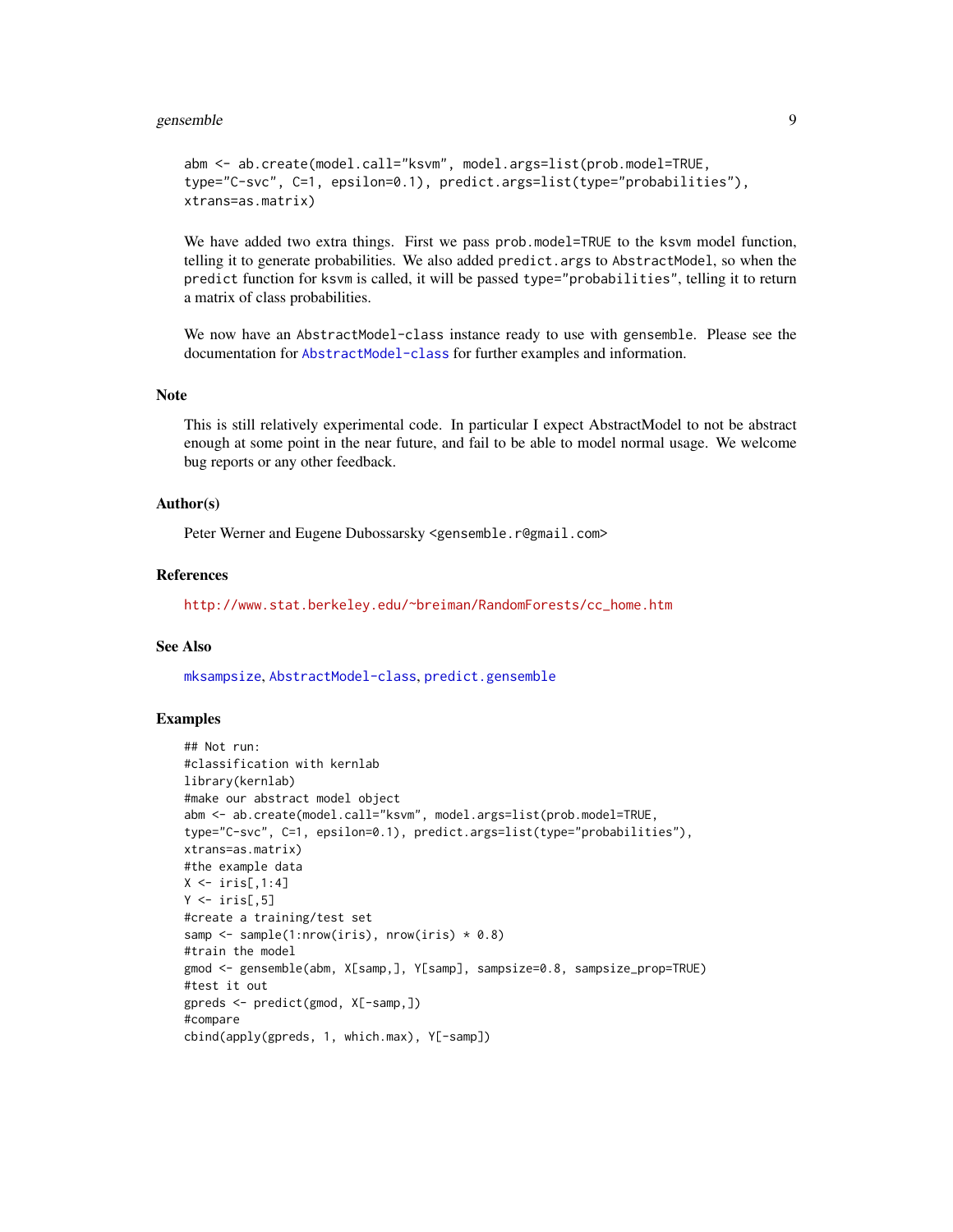```
abm <- ab.create(model.call="ksvm", model.args=list(prob.model=TRUE,
type="C-svc", C=1, epsilon=0.1), predict.args=list(type="probabilities"),
xtrans=as.matrix)
```

We have added two extra things. First we pass `prob.model=TRUE` to the `ksvm` model function, telling it to generate probabilities. We also added `predict.args` to `AbstractModel`, so when the `predict` function for `ksvm` is called, it will be passed `type="probabilities"`, telling it to return a matrix of class probabilities.

We now have an `AbstractModel-class` instance ready to use with `gensemble`. Please see the documentation for `AbstractModel-class` for further examples and information.

## Note

This is still relatively experimental code. In particular I expect AbstractModel to not be abstract enough at some point in the near future, and fail to be able to model normal usage. We welcome bug reports or any other feedback.

## Author(s)

Peter Werner and Eugene Dubossarsky <gensemble.r@gmail.com>

## References

http://www.stat.berkeley.edu/~breiman/RandomForests/cc_home.htm

## See Also

`mksampsize`, `AbstractModel-class`, `predict.gensemble`

## Examples

```
## Not run:
#classification with kernlab
library(kernlab)
#make our abstract model object
abm <- ab.create(model.call="ksvm", model.args=list(prob.model=TRUE,
type="C-svc", C=1, epsilon=0.1), predict.args=list(type="probabilities"),
xtrans=as.matrix)
#the example data
X <- iris[,1:4]
Y <- iris[,5]
#create a training/test set
samp <- sample(1:nrow(iris), nrow(iris) * 0.8)
#train the model
gmod <- gensemble(abm, X[samp,], Y[samp], sampsize=0.8, sampsize_prop=TRUE)
#test it out
gpreds <- predict(gmod, X[-samp,])
#compare
cbind(apply(gpreds, 1, which.max), Y[-samp])
```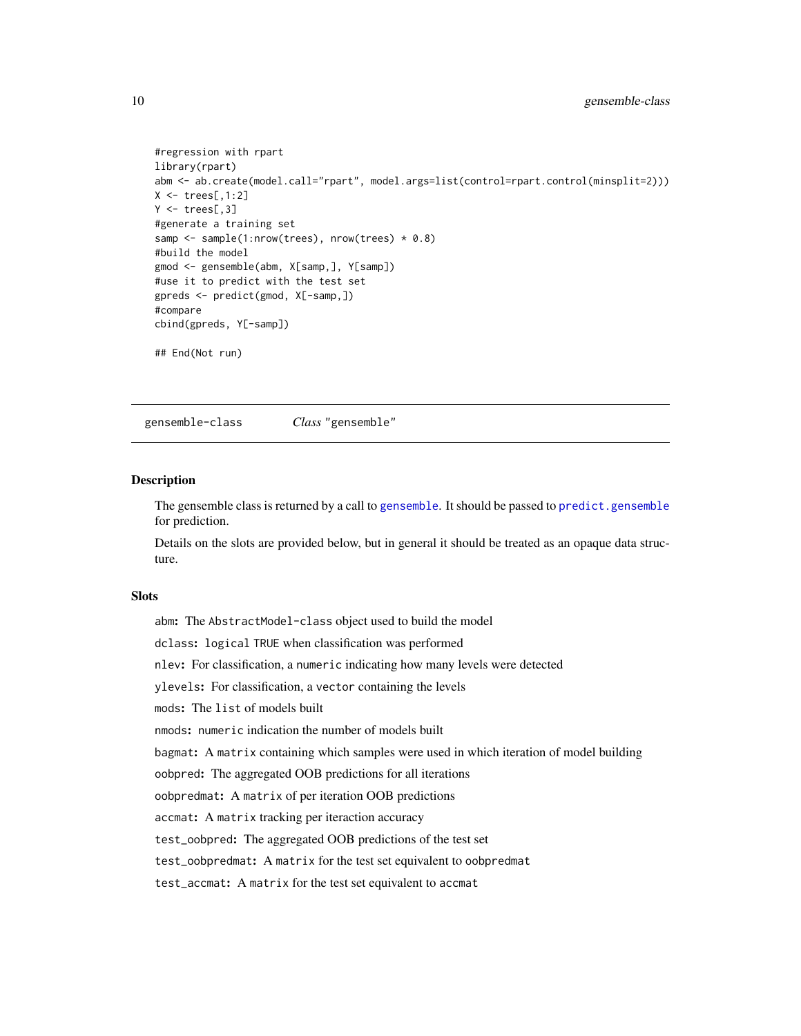```
#regression with rpart
library(rpart)
abm <- ab.create(model.call="rpart", model.args=list(control=rpart.control(minsplit=2)))
X <- trees[,1:2]
Y <- trees[,3]
#generate a training set
samp <- sample(1:nrow(trees), nrow(trees) * 0.8)
#build the model
gmod <- gensemble(abm, X[samp,], Y[samp])
#use it to predict with the test set
gpreds <- predict(gmod, X[-samp,])
#compare
cbind(gpreds, Y[-samp])

## End(Not run)
```

## gensemble-class *Class* "gensemble"

### Description

The gensemble class is returned by a call to `gensemble`. It should be passed to `predict.gensemble` for prediction.

Details on the slots are provided below, but in general it should be treated as an opaque data structure.

### Slots

- `abm`**:** The `AbstractModel-class` object used to build the model
- `dclass`**:** `logical` `TRUE` when classification was performed
- `nlev`**:** For classification, a `numeric` indicating how many levels were detected
- `ylevels`**:** For classification, a `vector` containing the levels
- `mods`**:** The `list` of models built
- `nmods`**:** `numeric` indication the number of models built
- `bagmat`**:** A `matrix` containing which samples were used in which iteration of model building
- `oobpred`**:** The aggregated OOB predictions for all iterations
- `oobpredmat`**:** A `matrix` of per iteration OOB predictions
- `accmat`**:** A `matrix` tracking per iteraction accuracy
- `test_oobpred`**:** The aggregated OOB predictions of the test set
- `test_oobpredmat`**:** A `matrix` for the test set equivalent to `oobpredmat`
- `test_accmat`**:** A `matrix` for the test set equivalent to `accmat`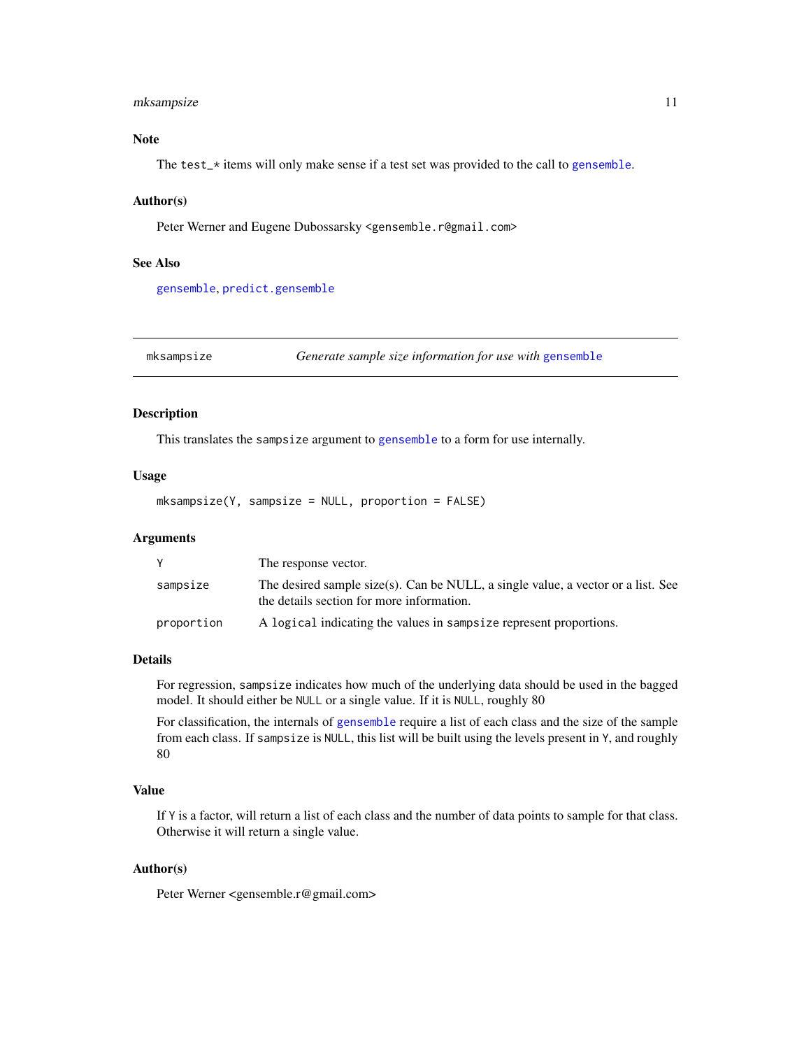### Note

The `test_*` items will only make sense if a test set was provided to the call to `gensemble`.

### Author(s)

Peter Werner and Eugene Dubossarsky <gensemble.r@gmail.com>

### See Also

`gensemble`, `predict.gensemble`

---

## mksampsize — *Generate sample size information for use with* `gensemble`

---

### Description

This translates the `sampsize` argument to `gensemble` to a form for use internally.

### Usage

```
mksampsize(Y, sampsize = NULL, proportion = FALSE)
```

### Arguments

| | |
|---|---|
| `Y` | The response vector. |
| `sampsize` | The desired sample size(s). Can be NULL, a single value, a vector or a list. See the details section for more information. |
| `proportion` | A `logical` indicating the values in `sampsize` represent proportions. |

### Details

For regression, `sampsize` indicates how much of the underlying data should be used in the bagged model. It should either be `NULL` or a single value. If it is `NULL`, roughly 80

For classification, the internals of `gensemble` require a list of each class and the size of the sample from each class. If `sampsize` is `NULL`, this list will be built using the levels present in `Y`, and roughly 80

### Value

If `Y` is a factor, will return a list of each class and the number of data points to sample for that class. Otherwise it will return a single value.

### Author(s)

Peter Werner <gensemble.r@gmail.com>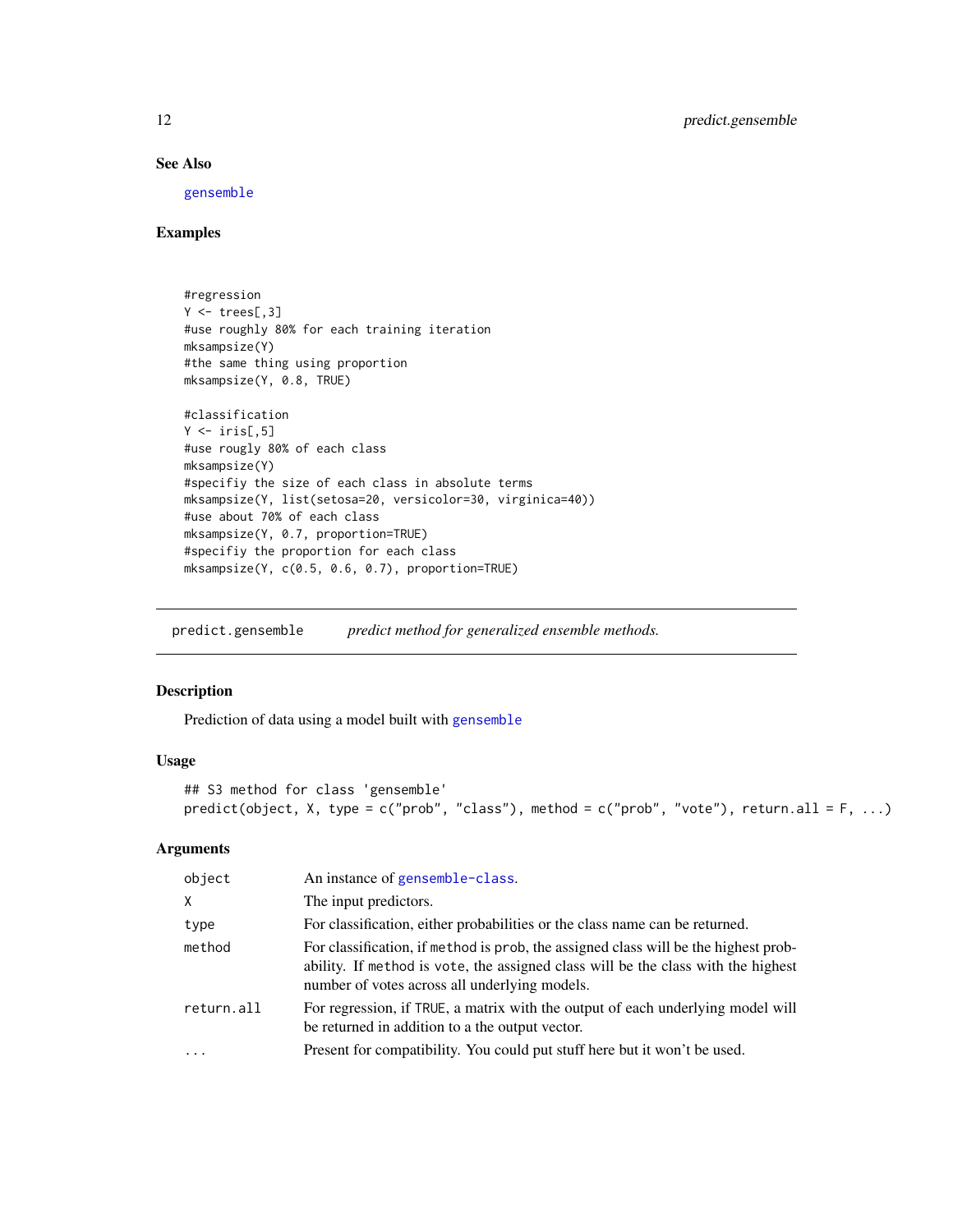## See Also

gensemble

## Examples

```
#regression
Y <- trees[,3]
#use roughly 80% for each training iteration
mksampsize(Y)
#the same thing using proportion
mksampsize(Y, 0.8, TRUE)

#classification
Y <- iris[,5]
#use rougly 80% of each class
mksampsize(Y)
#specifiy the size of each class in absolute terms
mksampsize(Y, list(setosa=20, versicolor=30, virginica=40))
#use about 70% of each class
mksampsize(Y, 0.7, proportion=TRUE)
#specifiy the proportion for each class
mksampsize(Y, c(0.5, 0.6, 0.7), proportion=TRUE)
```

---

# predict.gensemble — *predict method for generalized ensemble methods.*

## Description

Prediction of data using a model built with gensemble

## Usage

```
## S3 method for class 'gensemble'
predict(object, X, type = c("prob", "class"), method = c("prob", "vote"), return.all = F, ...)
```

## Arguments

| | |
|---|---|
| object | An instance of gensemble-class. |
| X | The input predictors. |
| type | For classification, either probabilities or the class name can be returned. |
| method | For classification, if method is prob, the assigned class will be the highest probability. If method is vote, the assigned class will be the class with the highest number of votes across all underlying models. |
| return.all | For regression, if TRUE, a matrix with the output of each underlying model will be returned in addition to a the output vector. |
| ... | Present for compatibility. You could put stuff here but it won't be used. |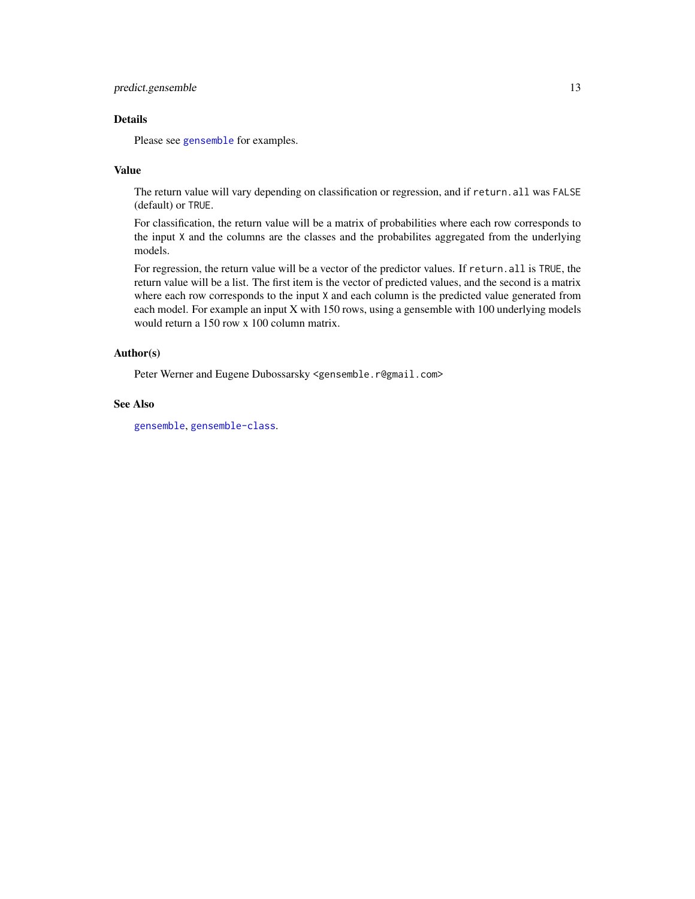### Details

Please see `gensemble` for examples.

### Value

The return value will vary depending on classification or regression, and if `return.all` was `FALSE` (default) or `TRUE`.

For classification, the return value will be a matrix of probabilities where each row corresponds to the input `X` and the columns are the classes and the probabilites aggregated from the underlying models.

For regression, the return value will be a vector of the predictor values. If `return.all` is `TRUE`, the return value will be a list. The first item is the vector of predicted values, and the second is a matrix where each row corresponds to the input `X` and each column is the predicted value generated from each model. For example an input X with 150 rows, using a gensemble with 100 underlying models would return a 150 row x 100 column matrix.

### Author(s)

Peter Werner and Eugene Dubossarsky `<gensemble.r@gmail.com>`

### See Also

`gensemble`, `gensemble-class`.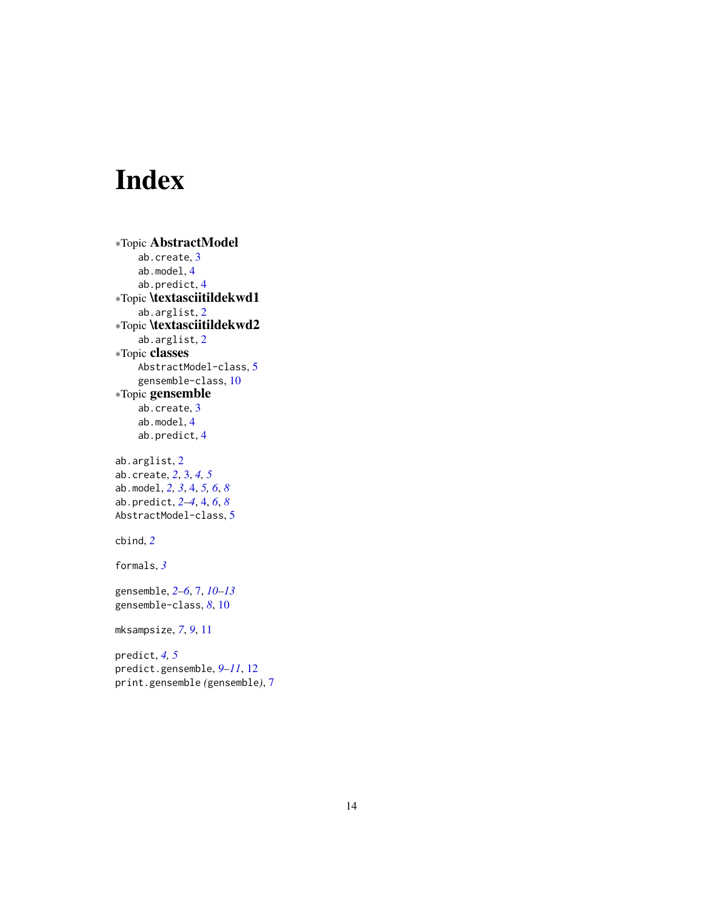# Index

*Topic **AbstractModel**
    ab.create, 3
    ab.model, 4
    ab.predict, 4
*Topic **\textasciitildekwd1**
    ab.arglist, 2
*Topic **\textasciitildekwd2**
    ab.arglist, 2
*Topic **classes**
    AbstractModel-class, 5
    gensemble-class, 10
*Topic **gensemble**
    ab.create, 3
    ab.model, 4
    ab.predict, 4

ab.arglist, 2
ab.create, *2*, 3, *4, 5*
ab.model, *2, 3*, 4, *5, 6*, *8*
ab.predict, *2–4*, 4, *6*, *8*
AbstractModel-class, 5

cbind, *2*

formals, *3*

gensemble, *2–6*, 7, *10–13*
gensemble-class, *8*, 10

mksampsize, *7*, *9*, 11

predict, *4, 5*
predict.gensemble, *9–11*, 12
print.gensemble *(*gensemble*)*, 7